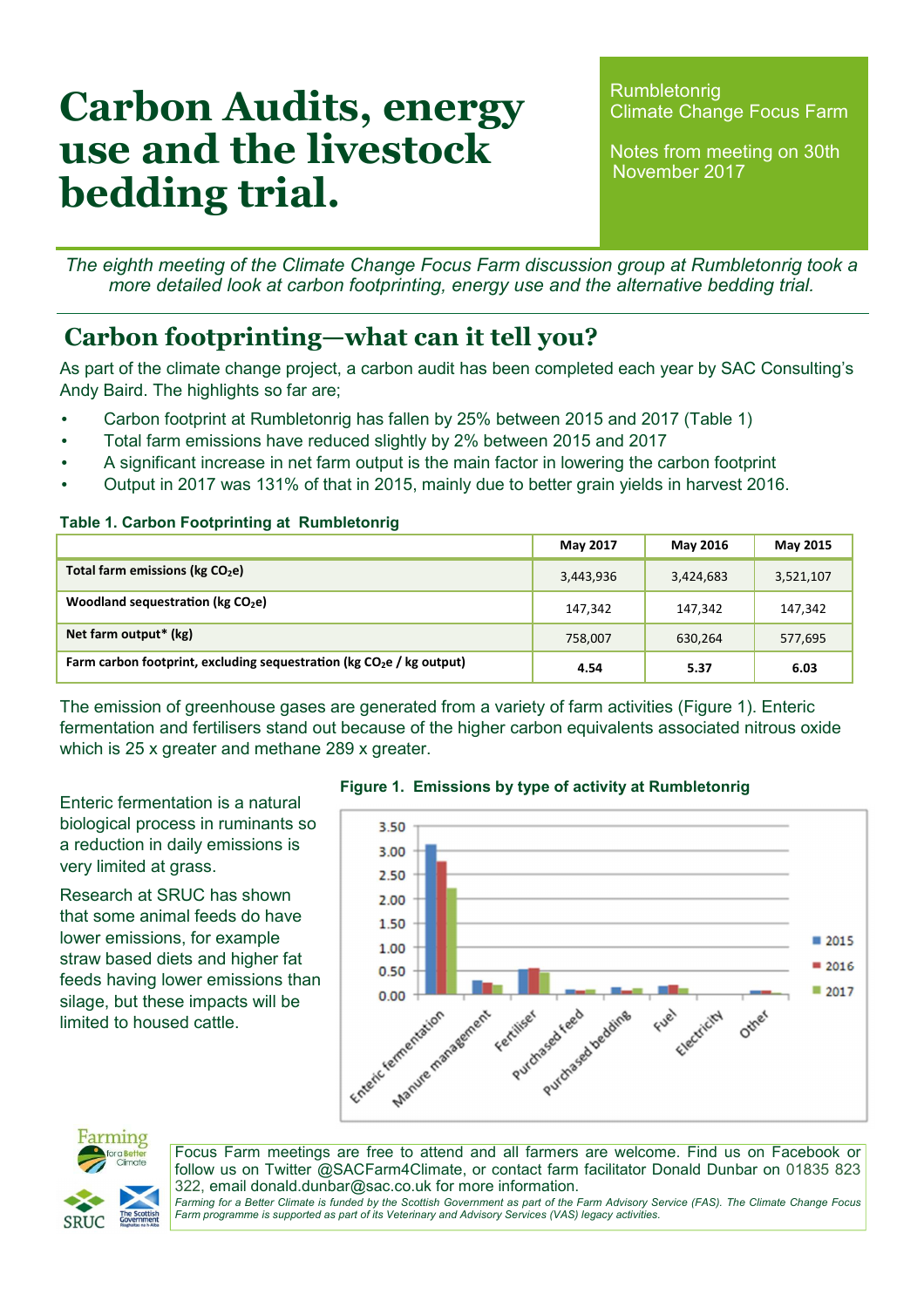# Carbon Audits, energy use and the livestock bedding trial.

Rumbletonrig
Climate Change Focus Farm

Notes from meeting on 30th November 2017

*The eighth meeting of the Climate Change Focus Farm discussion group at Rumbletonrig took a more detailed look at carbon footprinting, energy use and the alternative bedding trial.*

## Carbon footprinting—what can it tell you?

As part of the climate change project, a carbon audit has been completed each year by SAC Consulting's Andy Baird. The highlights so far are;

- Carbon footprint at Rumbletonrig has fallen by 25% between 2015 and 2017 (Table 1)
- Total farm emissions have reduced slightly by 2% between 2015 and 2017
- A significant increase in net farm output is the main factor in lowering the carbon footprint
- Output in 2017 was 131% of that in 2015, mainly due to better grain yields in harvest 2016.

**Table 1. Carbon Footprinting at Rumbletonrig**

| | May 2017 | May 2016 | May 2015 |
|---|---|---|---|
| **Total farm emissions (kg $CO_2e$)** | 3,443,936 | 3,424,683 | 3,521,107 |
| **Woodland sequestration (kg $CO_2e$)** | 147,342 | 147,342 | 147,342 |
| **Net farm output* (kg)** | 758,007 | 630,264 | 577,695 |
| **Farm carbon footprint, excluding sequestration (kg $CO_2e$ / kg output)** | **4.54** | **5.37** | **6.03** |

The emission of greenhouse gases are generated from a variety of farm activities (Figure 1). Enteric fermentation and fertilisers stand out because of the higher carbon equivalents associated nitrous oxide which is 25 x greater and methane 289 x greater.

Enteric fermentation is a natural biological process in ruminants so a reduction in daily emissions is very limited at grass.

Research at SRUC has shown that some animal feeds do have lower emissions, for example straw based diets and higher fat feeds having lower emissions than silage, but these impacts will be limited to housed cattle.

**Figure 1. Emissions by type of activity at Rumbletonrig**

Focus Farm meetings are free to attend and all farmers are welcome. Find us on Facebook or follow us on Twitter @SACFarm4Climate, or contact farm facilitator Donald Dunbar on 01835 823 322, email donald.dunbar@sac.co.uk for more information.

*Farming for a Better Climate is funded by the Scottish Government as part of the Farm Advisory Service (FAS). The Climate Change Focus Farm programme is supported as part of its Veterinary and Advisory Services (VAS) legacy activities.*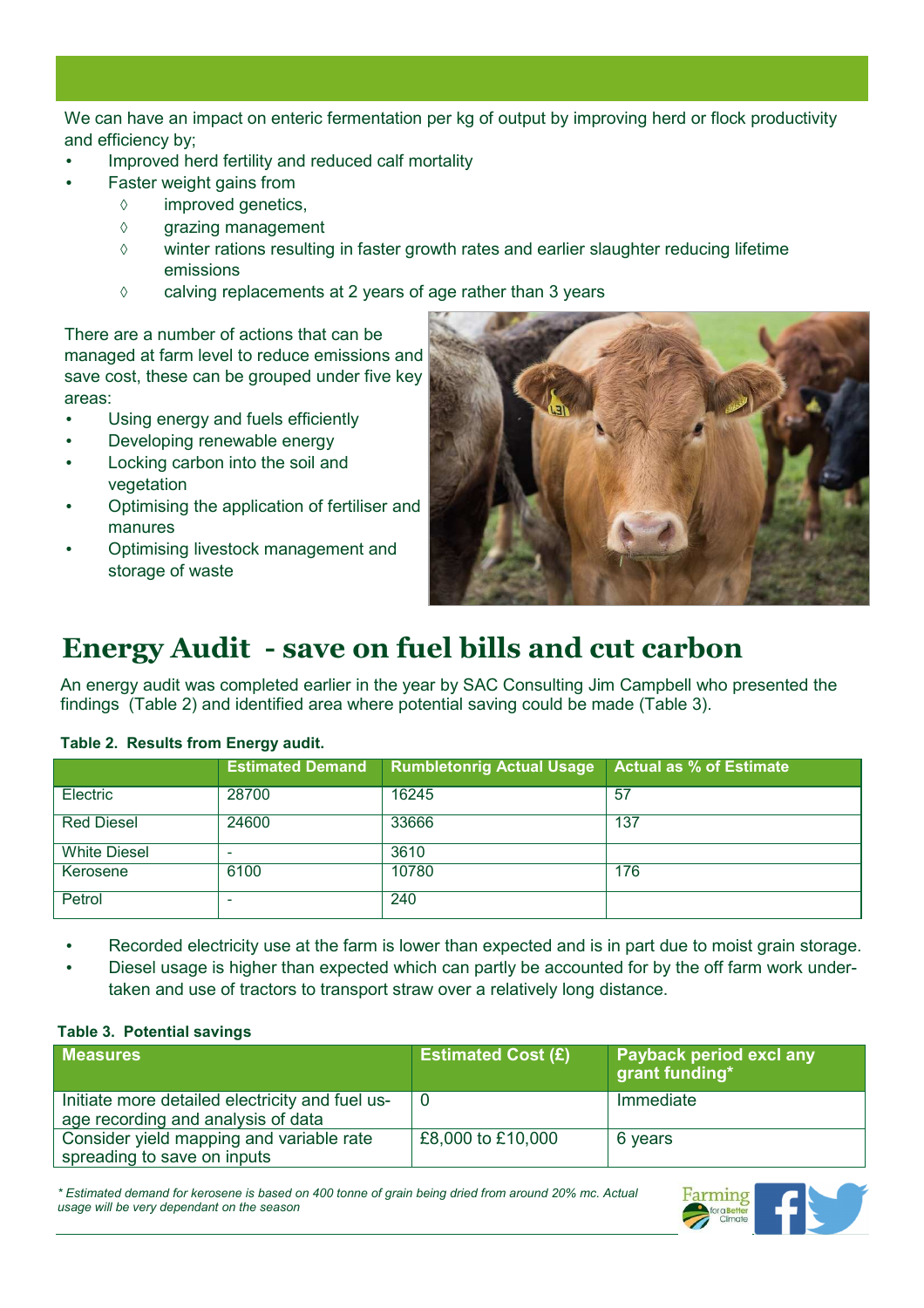We can have an impact on enteric fermentation per kg of output by improving herd or flock productivity and efficiency by;

- Improved herd fertility and reduced calf mortality
- Faster weight gains from
  - improved genetics,
  - grazing management
  - winter rations resulting in faster growth rates and earlier slaughter reducing lifetime emissions
  - calving replacements at 2 years of age rather than 3 years

There are a number of actions that can be managed at farm level to reduce emissions and save cost, these can be grouped under five key areas:

- Using energy and fuels efficiently
- Developing renewable energy
- Locking carbon into the soil and vegetation
- Optimising the application of fertiliser and manures
- Optimising livestock management and storage of waste

# Energy Audit - save on fuel bills and cut carbon

An energy audit was completed earlier in the year by SAC Consulting Jim Campbell who presented the findings (Table 2) and identified area where potential saving could be made (Table 3).

**Table 2. Results from Energy audit.**

| | Estimated Demand | Rumbletonrig Actual Usage | Actual as % of Estimate |
|---|---|---|---|
| Electric | 28700 | 16245 | 57 |
| Red Diesel | 24600 | 33666 | 137 |
| White Diesel | - | 3610 | |
| Kerosene | 6100 | 10780 | 176 |
| Petrol | - | 240 | |

- Recorded electricity use at the farm is lower than expected and is in part due to moist grain storage.
- Diesel usage is higher than expected which can partly be accounted for by the off farm work undertaken and use of tractors to transport straw over a relatively long distance.

**Table 3. Potential savings**

| Measures | Estimated Cost (£) | Payback period excl any grant funding* |
|---|---|---|
| Initiate more detailed electricity and fuel usage recording and analysis of data | 0 | Immediate |
| Consider yield mapping and variable rate spreading to save on inputs | £8,000 to £10,000 | 6 years |

*\* Estimated demand for kerosene is based on 400 tonne of grain being dried from around 20% mc. Actual usage will be very dependant on the season*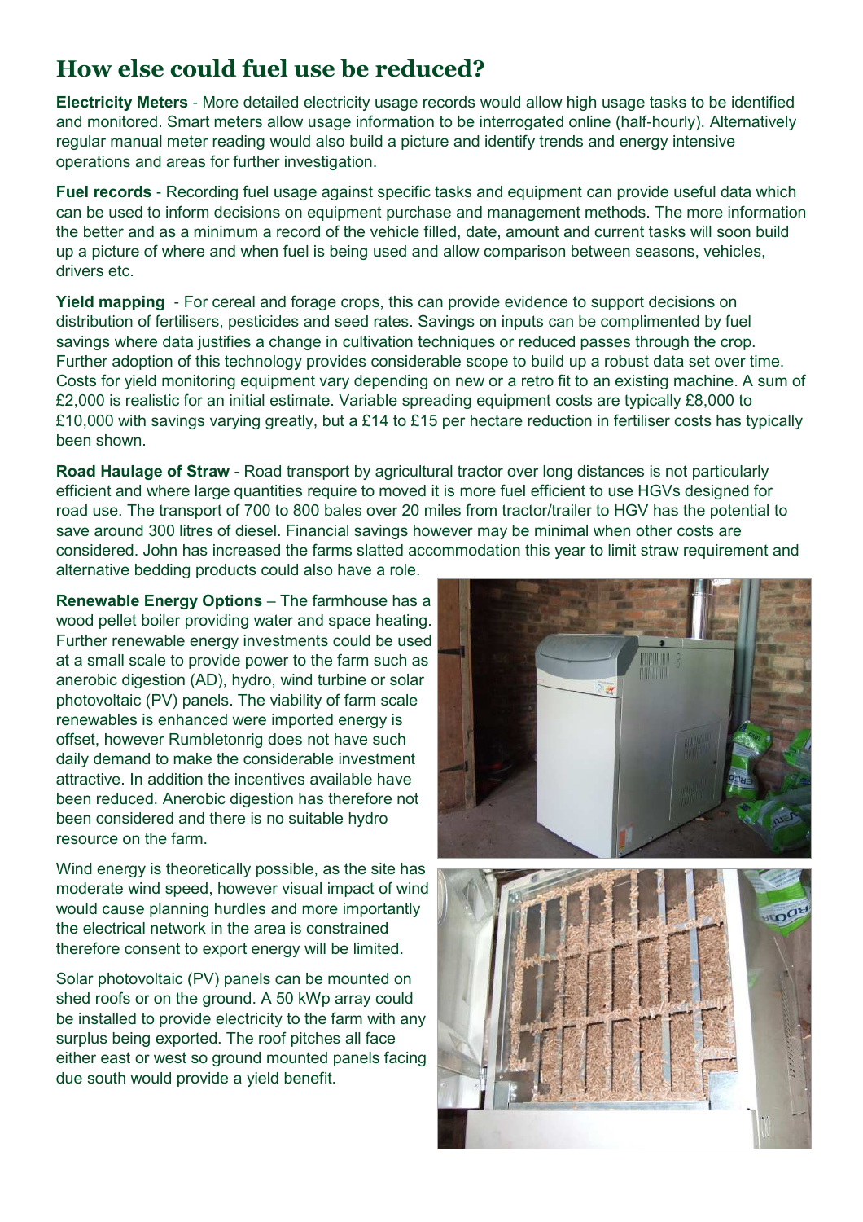## How else could fuel use be reduced?

**Electricity Meters** - More detailed electricity usage records would allow high usage tasks to be identified and monitored. Smart meters allow usage information to be interrogated online (half-hourly). Alternatively regular manual meter reading would also build a picture and identify trends and energy intensive operations and areas for further investigation.

**Fuel records** - Recording fuel usage against specific tasks and equipment can provide useful data which can be used to inform decisions on equipment purchase and management methods. The more information the better and as a minimum a record of the vehicle filled, date, amount and current tasks will soon build up a picture of where and when fuel is being used and allow comparison between seasons, vehicles, drivers etc.

**Yield mapping** - For cereal and forage crops, this can provide evidence to support decisions on distribution of fertilisers, pesticides and seed rates. Savings on inputs can be complimented by fuel savings where data justifies a change in cultivation techniques or reduced passes through the crop. Further adoption of this technology provides considerable scope to build up a robust data set over time. Costs for yield monitoring equipment vary depending on new or a retro fit to an existing machine. A sum of £2,000 is realistic for an initial estimate. Variable spreading equipment costs are typically £8,000 to £10,000 with savings varying greatly, but a £14 to £15 per hectare reduction in fertiliser costs has typically been shown.

**Road Haulage of Straw** - Road transport by agricultural tractor over long distances is not particularly efficient and where large quantities require to moved it is more fuel efficient to use HGVs designed for road use. The transport of 700 to 800 bales over 20 miles from tractor/trailer to HGV has the potential to save around 300 litres of diesel. Financial savings however may be minimal when other costs are considered. John has increased the farms slatted accommodation this year to limit straw requirement and alternative bedding products could also have a role.

**Renewable Energy Options** – The farmhouse has a wood pellet boiler providing water and space heating. Further renewable energy investments could be used at a small scale to provide power to the farm such as anerobic digestion (AD), hydro, wind turbine or solar photovoltaic (PV) panels. The viability of farm scale renewables is enhanced were imported energy is offset, however Rumbletonrig does not have such daily demand to make the considerable investment attractive. In addition the incentives available have been reduced. Anerobic digestion has therefore not been considered and there is no suitable hydro resource on the farm.

Wind energy is theoretically possible, as the site has moderate wind speed, however visual impact of wind would cause planning hurdles and more importantly the electrical network in the area is constrained therefore consent to export energy will be limited.

Solar photovoltaic (PV) panels can be mounted on shed roofs or on the ground. A 50 kWp array could be installed to provide electricity to the farm with any surplus being exported. The roof pitches all face either east or west so ground mounted panels facing due south would provide a yield benefit.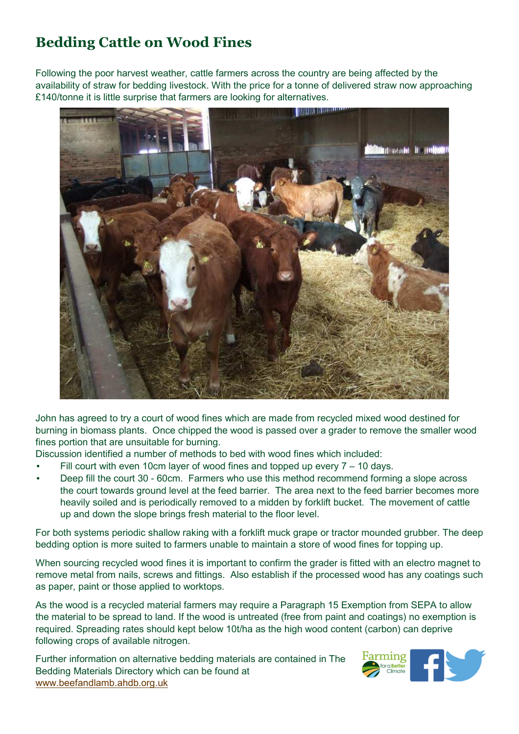# Bedding Cattle on Wood Fines

Following the poor harvest weather, cattle farmers across the country are being affected by the availability of straw for bedding livestock. With the price for a tonne of delivered straw now approaching £140/tonne it is little surprise that farmers are looking for alternatives.

John has agreed to try a court of wood fines which are made from recycled mixed wood destined for burning in biomass plants. Once chipped the wood is passed over a grader to remove the smaller wood fines portion that are unsuitable for burning.

Discussion identified a number of methods to bed with wood fines which included:

- Fill court with even 10cm layer of wood fines and topped up every 7 – 10 days.
- Deep fill the court 30 - 60cm. Farmers who use this method recommend forming a slope across the court towards ground level at the feed barrier. The area next to the feed barrier becomes more heavily soiled and is periodically removed to a midden by forklift bucket. The movement of cattle up and down the slope brings fresh material to the floor level.

For both systems periodic shallow raking with a forklift muck grape or tractor mounded grubber. The deep bedding option is more suited to farmers unable to maintain a store of wood fines for topping up.

When sourcing recycled wood fines it is important to confirm the grader is fitted with an electro magnet to remove metal from nails, screws and fittings. Also establish if the processed wood has any coatings such as paper, paint or those applied to worktops.

As the wood is a recycled material farmers may require a Paragraph 15 Exemption from SEPA to allow the material to be spread to land. If the wood is untreated (free from paint and coatings) no exemption is required. Spreading rates should kept below 10t/ha as the high wood content (carbon) can deprive following crops of available nitrogen.

Further information on alternative bedding materials are contained in The Bedding Materials Directory which can be found at www.beefandlamb.ahdb.org.uk